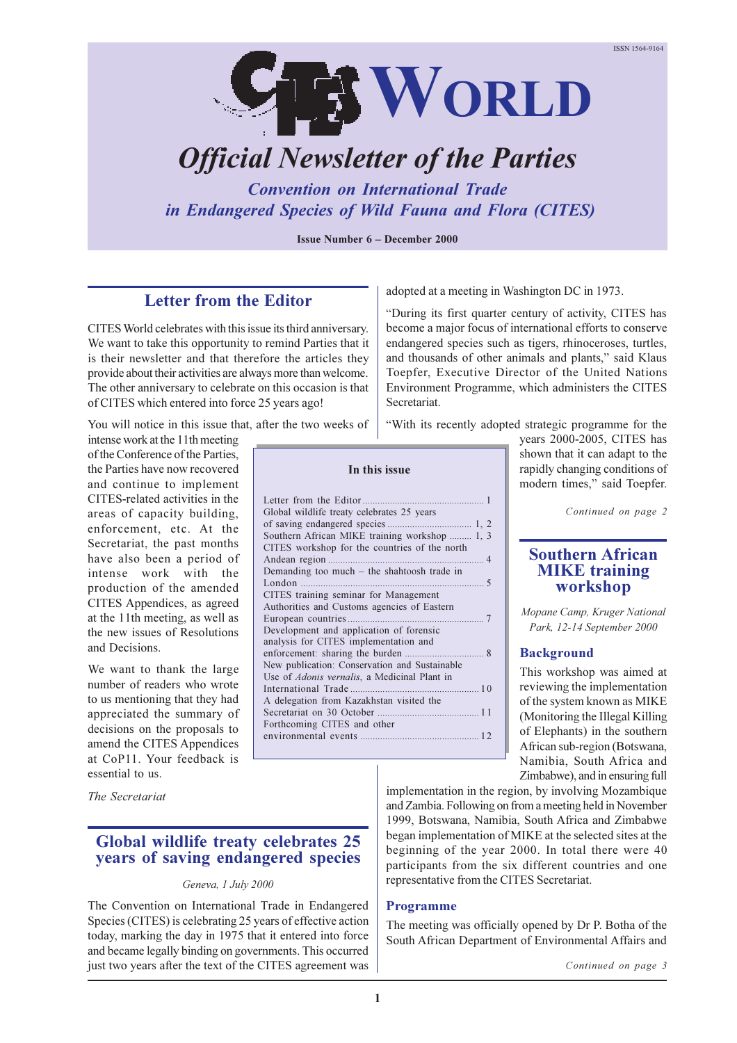ISSN 1564-9164

# CITES WORLD

## *Official Newsletter of the Parties*

***Convention on International Trade in Endangered Species of Wild Fauna and Flora (CITES)***

**Issue Number 6 – December 2000**

## Letter from the Editor

CITES World celebrates with this issue its third anniversary. We want to take this opportunity to remind Parties that it is their newsletter and that therefore the articles they provide about their activities are always more than welcome. The other anniversary to celebrate on this occasion is that of CITES which entered into force 25 years ago!

You will notice in this issue that, after the two weeks of intense work at the 11th meeting of the Conference of the Parties, the Parties have now recovered and continue to implement CITES-related activities in the areas of capacity building, enforcement, etc. At the Secretariat, the past months have also been a period of intense work with the production of the amended CITES Appendices, as agreed at the 11th meeting, as well as the new issues of Resolutions and Decisions.

We want to thank the large number of readers who wrote to us mentioning that they had appreciated the summary of decisions on the proposals to amend the CITES Appendices at CoP11. Your feedback is essential to us.

*The Secretariat*

**In this issue**

| | |
|---|---|
| Letter from the Editor | 1 |
| Global wildlife treaty celebrates 25 years of saving endangered species | 1, 2 |
| Southern African MIKE training workshop | 1, 3 |
| CITES workshop for the countries of the north Andean region | 4 |
| Demanding too much – the shahtoosh trade in London | 5 |
| CITES training seminar for Management Authorities and Customs agencies of Eastern European countries | 7 |
| Development and application of forensic analysis for CITES implementation and enforcement: sharing the burden | 8 |
| New publication: Conservation and Sustainable Use of *Adonis vernalis*, a Medicinal Plant in International Trade | 10 |
| A delegation from Kazakhstan visited the Secretariat on 30 October | 11 |
| Forthcoming CITES and other environmental events | 12 |

## Global wildlife treaty celebrates 25 years of saving endangered species

*Geneva, 1 July 2000*

The Convention on International Trade in Endangered Species (CITES) is celebrating 25 years of effective action today, marking the day in 1975 that it entered into force and became legally binding on governments. This occurred just two years after the text of the CITES agreement was adopted at a meeting in Washington DC in 1973.

"During its first quarter century of activity, CITES has become a major focus of international efforts to conserve endangered species such as tigers, rhinoceroses, turtles, and thousands of other animals and plants," said Klaus Toepfer, Executive Director of the United Nations Environment Programme, which administers the CITES Secretariat.

"With its recently adopted strategic programme for the years 2000-2005, CITES has shown that it can adapt to the rapidly changing conditions of modern times," said Toepfer.

*Continued on page 2*

## Southern African MIKE training workshop

*Mopane Camp, Kruger National Park, 12-14 September 2000*

### Background

This workshop was aimed at reviewing the implementation of the system known as MIKE (Monitoring the Illegal Killing of Elephants) in the southern African sub-region (Botswana, Namibia, South Africa and Zimbabwe), and in ensuring full implementation in the region, by involving Mozambique and Zambia. Following on from a meeting held in November 1999, Botswana, Namibia, South Africa and Zimbabwe began implementation of MIKE at the selected sites at the beginning of the year 2000. In total there were 40 participants from the six different countries and one representative from the CITES Secretariat.

### Programme

The meeting was officially opened by Dr P. Botha of the South African Department of Environmental Affairs and

*Continued on page 3*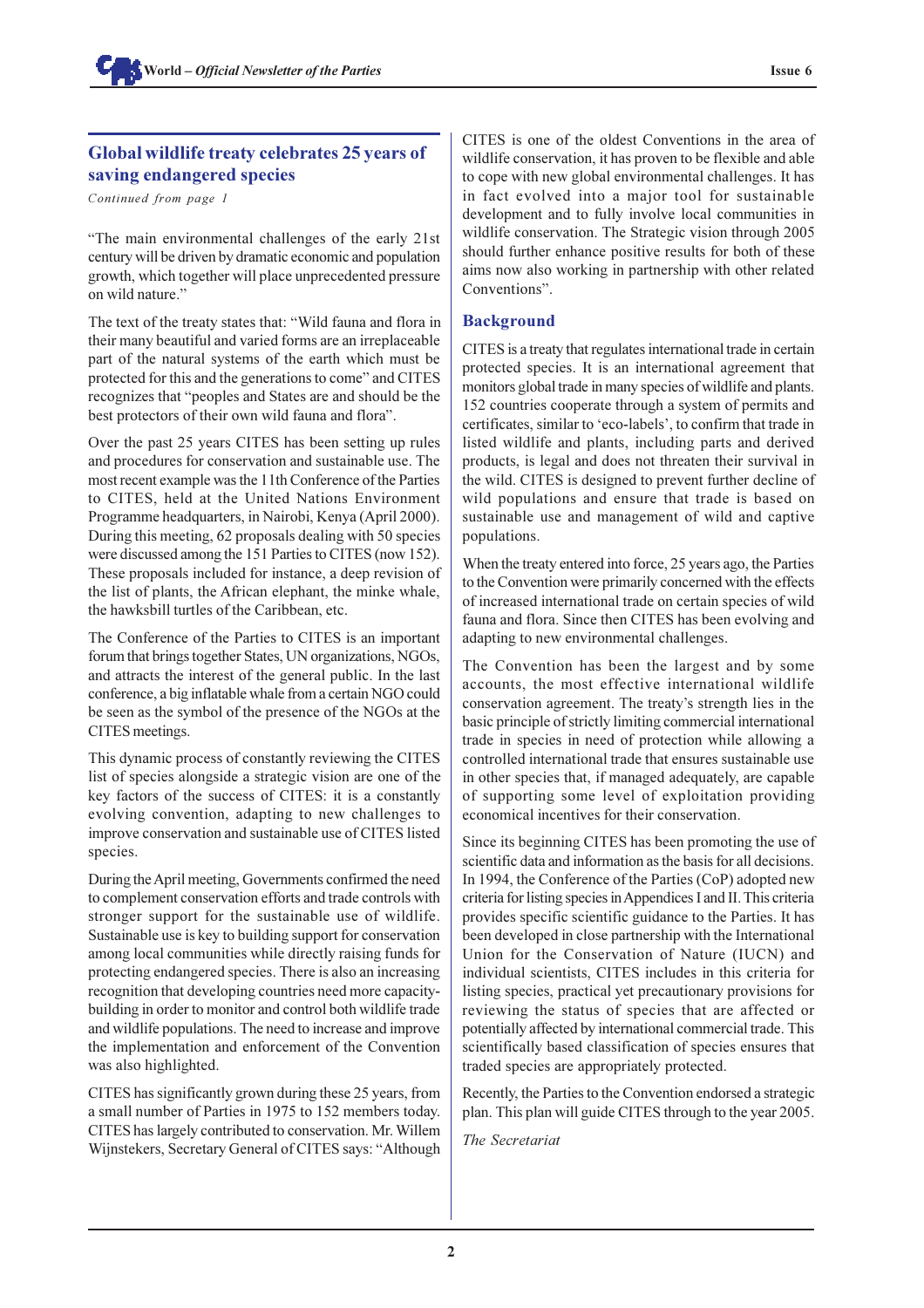## Global wildlife treaty celebrates 25 years of saving endangered species

*Continued from page 1*

"The main environmental challenges of the early 21st century will be driven by dramatic economic and population growth, which together will place unprecedented pressure on wild nature."

The text of the treaty states that: "Wild fauna and flora in their many beautiful and varied forms are an irreplaceable part of the natural systems of the earth which must be protected for this and the generations to come" and CITES recognizes that "peoples and States are and should be the best protectors of their own wild fauna and flora".

Over the past 25 years CITES has been setting up rules and procedures for conservation and sustainable use. The most recent example was the 11th Conference of the Parties to CITES, held at the United Nations Environment Programme headquarters, in Nairobi, Kenya (April 2000). During this meeting, 62 proposals dealing with 50 species were discussed among the 151 Parties to CITES (now 152). These proposals included for instance, a deep revision of the list of plants, the African elephant, the minke whale, the hawksbill turtles of the Caribbean, etc.

The Conference of the Parties to CITES is an important forum that brings together States, UN organizations, NGOs, and attracts the interest of the general public. In the last conference, a big inflatable whale from a certain NGO could be seen as the symbol of the presence of the NGOs at the CITES meetings.

This dynamic process of constantly reviewing the CITES list of species alongside a strategic vision are one of the key factors of the success of CITES: it is a constantly evolving convention, adapting to new challenges to improve conservation and sustainable use of CITES listed species.

During the April meeting, Governments confirmed the need to complement conservation efforts and trade controls with stronger support for the sustainable use of wildlife. Sustainable use is key to building support for conservation among local communities while directly raising funds for protecting endangered species. There is also an increasing recognition that developing countries need more capacity-building in order to monitor and control both wildlife trade and wildlife populations. The need to increase and improve the implementation and enforcement of the Convention was also highlighted.

CITES has significantly grown during these 25 years, from a small number of Parties in 1975 to 152 members today. CITES has largely contributed to conservation. Mr. Willem Wijnstekers, Secretary General of CITES says: "Although CITES is one of the oldest Conventions in the area of wildlife conservation, it has proven to be flexible and able to cope with new global environmental challenges. It has in fact evolved into a major tool for sustainable development and to fully involve local communities in wildlife conservation. The Strategic vision through 2005 should further enhance positive results for both of these aims now also working in partnership with other related Conventions".

### Background

CITES is a treaty that regulates international trade in certain protected species. It is an international agreement that monitors global trade in many species of wildlife and plants. 152 countries cooperate through a system of permits and certificates, similar to 'eco-labels', to confirm that trade in listed wildlife and plants, including parts and derived products, is legal and does not threaten their survival in the wild. CITES is designed to prevent further decline of wild populations and ensure that trade is based on sustainable use and management of wild and captive populations.

When the treaty entered into force, 25 years ago, the Parties to the Convention were primarily concerned with the effects of increased international trade on certain species of wild fauna and flora. Since then CITES has been evolving and adapting to new environmental challenges.

The Convention has been the largest and by some accounts, the most effective international wildlife conservation agreement. The treaty's strength lies in the basic principle of strictly limiting commercial international trade in species in need of protection while allowing a controlled international trade that ensures sustainable use in other species that, if managed adequately, are capable of supporting some level of exploitation providing economical incentives for their conservation.

Since its beginning CITES has been promoting the use of scientific data and information as the basis for all decisions. In 1994, the Conference of the Parties (CoP) adopted new criteria for listing species in Appendices I and II. This criteria provides specific scientific guidance to the Parties. It has been developed in close partnership with the International Union for the Conservation of Nature (IUCN) and individual scientists, CITES includes in this criteria for listing species, practical yet precautionary provisions for reviewing the status of species that are affected or potentially affected by international commercial trade. This scientifically based classification of species ensures that traded species are appropriately protected.

Recently, the Parties to the Convention endorsed a strategic plan. This plan will guide CITES through to the year 2005.

*The Secretariat*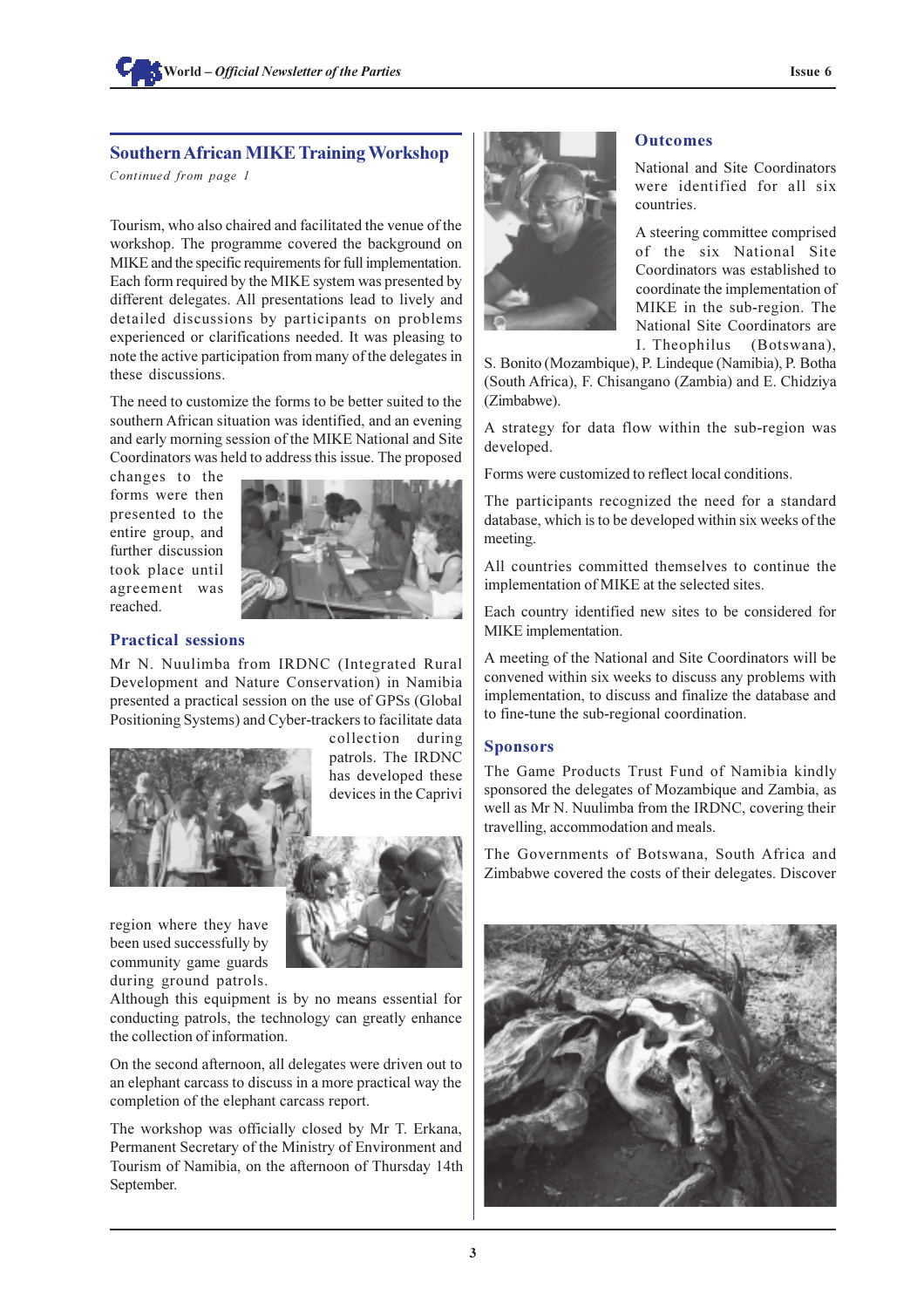## Southern African MIKE Training Workshop

*Continued from page 1*

Tourism, who also chaired and facilitated the venue of the workshop. The programme covered the background on MIKE and the specific requirements for full implementation. Each form required by the MIKE system was presented by different delegates. All presentations lead to lively and detailed discussions by participants on problems experienced or clarifications needed. It was pleasing to note the active participation from many of the delegates in these discussions.

The need to customize the forms to be better suited to the southern African situation was identified, and an evening and early morning session of the MIKE National and Site Coordinators was held to address this issue. The proposed changes to the forms were then presented to the entire group, and further discussion took place until agreement was reached.

### Practical sessions

Mr N. Nuulimba from IRDNC (Integrated Rural Development and Nature Conservation) in Namibia presented a practical session on the use of GPSs (Global Positioning Systems) and Cyber-trackers to facilitate data collection during patrols. The IRDNC has developed these devices in the Caprivi region where they have been used successfully by community game guards during ground patrols. Although this equipment is by no means essential for conducting patrols, the technology can greatly enhance the collection of information.

On the second afternoon, all delegates were driven out to an elephant carcass to discuss in a more practical way the completion of the elephant carcass report.

The workshop was officially closed by Mr T. Erkana, Permanent Secretary of the Ministry of Environment and Tourism of Namibia, on the afternoon of Thursday 14th September.

### Outcomes

National and Site Coordinators were identified for all six countries.

A steering committee comprised of the six National Site Coordinators was established to coordinate the implementation of MIKE in the sub-region. The National Site Coordinators are I. Theophilus (Botswana), S. Bonito (Mozambique), P. Lindeque (Namibia), P. Botha (South Africa), F. Chisangano (Zambia) and E. Chidziya (Zimbabwe).

A strategy for data flow within the sub-region was developed.

Forms were customized to reflect local conditions.

The participants recognized the need for a standard database, which is to be developed within six weeks of the meeting.

All countries committed themselves to continue the implementation of MIKE at the selected sites.

Each country identified new sites to be considered for MIKE implementation.

A meeting of the National and Site Coordinators will be convened within six weeks to discuss any problems with implementation, to discuss and finalize the database and to fine-tune the sub-regional coordination.

### Sponsors

The Game Products Trust Fund of Namibia kindly sponsored the delegates of Mozambique and Zambia, as well as Mr N. Nuulimba from the IRDNC, covering their travelling, accommodation and meals.

The Governments of Botswana, South Africa and Zimbabwe covered the costs of their delegates. Discover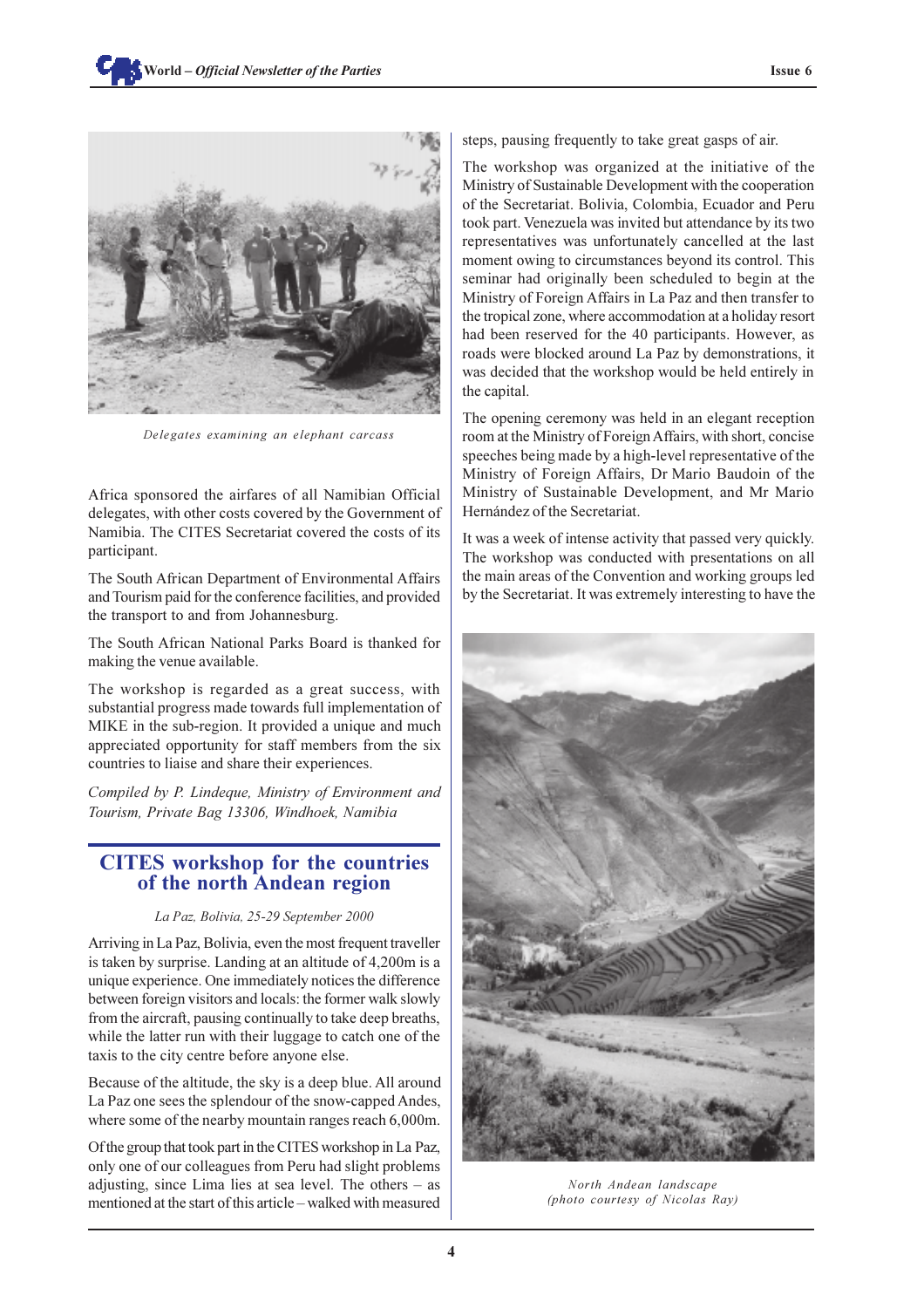Delegates examining an elephant carcass

Africa sponsored the airfares of all Namibian Official delegates, with other costs covered by the Government of Namibia. The CITES Secretariat covered the costs of its participant.

The South African Department of Environmental Affairs and Tourism paid for the conference facilities, and provided the transport to and from Johannesburg.

The South African National Parks Board is thanked for making the venue available.

The workshop is regarded as a great success, with substantial progress made towards full implementation of MIKE in the sub-region. It provided a unique and much appreciated opportunity for staff members from the six countries to liaise and share their experiences.

*Compiled by P. Lindeque, Ministry of Environment and Tourism, Private Bag 13306, Windhoek, Namibia*

## CITES workshop for the countries of the north Andean region

*La Paz, Bolivia, 25-29 September 2000*

Arriving in La Paz, Bolivia, even the most frequent traveller is taken by surprise. Landing at an altitude of 4,200m is a unique experience. One immediately notices the difference between foreign visitors and locals: the former walk slowly from the aircraft, pausing continually to take deep breaths, while the latter run with their luggage to catch one of the taxis to the city centre before anyone else.

Because of the altitude, the sky is a deep blue. All around La Paz one sees the splendour of the snow-capped Andes, where some of the nearby mountain ranges reach 6,000m.

Of the group that took part in the CITES workshop in La Paz, only one of our colleagues from Peru had slight problems adjusting, since Lima lies at sea level. The others – as mentioned at the start of this article – walked with measured steps, pausing frequently to take great gasps of air.

The workshop was organized at the initiative of the Ministry of Sustainable Development with the cooperation of the Secretariat. Bolivia, Colombia, Ecuador and Peru took part. Venezuela was invited but attendance by its two representatives was unfortunately cancelled at the last moment owing to circumstances beyond its control. This seminar had originally been scheduled to begin at the Ministry of Foreign Affairs in La Paz and then transfer to the tropical zone, where accommodation at a holiday resort had been reserved for the 40 participants. However, as roads were blocked around La Paz by demonstrations, it was decided that the workshop would be held entirely in the capital.

The opening ceremony was held in an elegant reception room at the Ministry of Foreign Affairs, with short, concise speeches being made by a high-level representative of the Ministry of Foreign Affairs, Dr Mario Baudoin of the Ministry of Sustainable Development, and Mr Mario Hernández of the Secretariat.

It was a week of intense activity that passed very quickly. The workshop was conducted with presentations on all the main areas of the Convention and working groups led by the Secretariat. It was extremely interesting to have the

North Andean landscape
(photo courtesy of Nicolas Ray)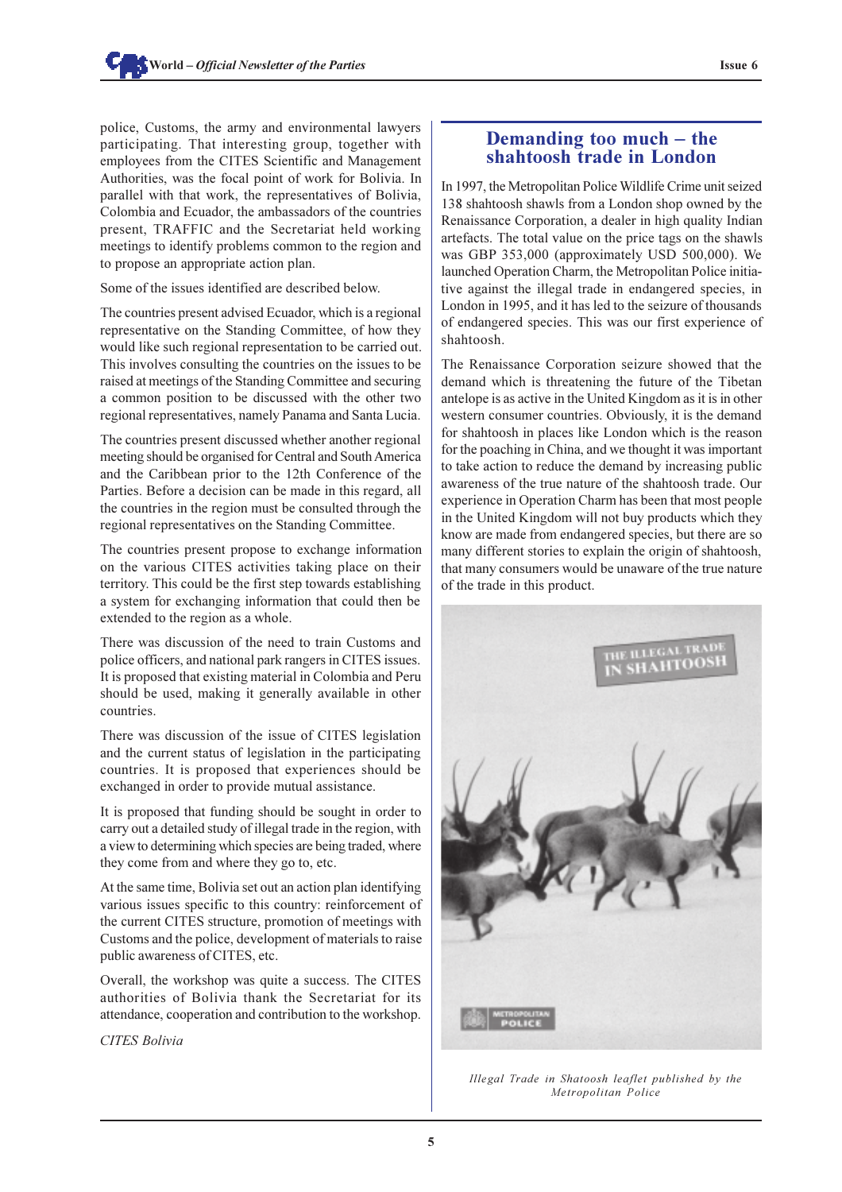police, Customs, the army and environmental lawyers participating. That interesting group, together with employees from the CITES Scientific and Management Authorities, was the focal point of work for Bolivia. In parallel with that work, the representatives of Bolivia, Colombia and Ecuador, the ambassadors of the countries present, TRAFFIC and the Secretariat held working meetings to identify problems common to the region and to propose an appropriate action plan.

Some of the issues identified are described below.

The countries present advised Ecuador, which is a regional representative on the Standing Committee, of how they would like such regional representation to be carried out. This involves consulting the countries on the issues to be raised at meetings of the Standing Committee and securing a common position to be discussed with the other two regional representatives, namely Panama and Santa Lucia.

The countries present discussed whether another regional meeting should be organised for Central and South America and the Caribbean prior to the 12th Conference of the Parties. Before a decision can be made in this regard, all the countries in the region must be consulted through the regional representatives on the Standing Committee.

The countries present propose to exchange information on the various CITES activities taking place on their territory. This could be the first step towards establishing a system for exchanging information that could then be extended to the region as a whole.

There was discussion of the need to train Customs and police officers, and national park rangers in CITES issues. It is proposed that existing material in Colombia and Peru should be used, making it generally available in other countries.

There was discussion of the issue of CITES legislation and the current status of legislation in the participating countries. It is proposed that experiences should be exchanged in order to provide mutual assistance.

It is proposed that funding should be sought in order to carry out a detailed study of illegal trade in the region, with a view to determining which species are being traded, where they come from and where they go to, etc.

At the same time, Bolivia set out an action plan identifying various issues specific to this country: reinforcement of the current CITES structure, promotion of meetings with Customs and the police, development of materials to raise public awareness of CITES, etc.

Overall, the workshop was quite a success. The CITES authorities of Bolivia thank the Secretariat for its attendance, cooperation and contribution to the workshop.

*CITES Bolivia*

## Demanding too much – the shahtoosh trade in London

In 1997, the Metropolitan Police Wildlife Crime unit seized 138 shahtoosh shawls from a London shop owned by the Renaissance Corporation, a dealer in high quality Indian artefacts. The total value on the price tags on the shawls was GBP 353,000 (approximately USD 500,000). We launched Operation Charm, the Metropolitan Police initiative against the illegal trade in endangered species, in London in 1995, and it has led to the seizure of thousands of endangered species. This was our first experience of shahtoosh.

The Renaissance Corporation seizure showed that the demand which is threatening the future of the Tibetan antelope is as active in the United Kingdom as it is in other western consumer countries. Obviously, it is the demand for shahtoosh in places like London which is the reason for the poaching in China, and we thought it was important to take action to reduce the demand by increasing public awareness of the true nature of the shahtoosh trade. Our experience in Operation Charm has been that most people in the United Kingdom will not buy products which they know are made from endangered species, but there are so many different stories to explain the origin of shahtoosh, that many consumers would be unaware of the true nature of the trade in this product.

*Illegal Trade in Shatoosh leaflet published by the Metropolitan Police*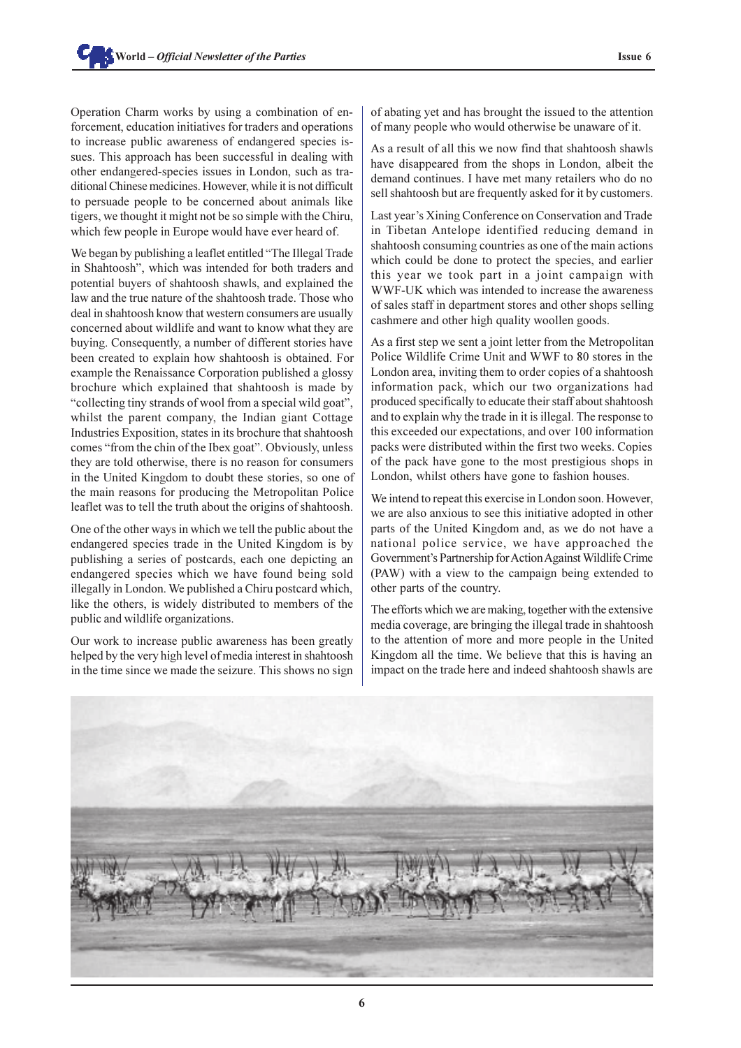Operation Charm works by using a combination of enforcement, education initiatives for traders and operations to increase public awareness of endangered species issues. This approach has been successful in dealing with other endangered-species issues in London, such as traditional Chinese medicines. However, while it is not difficult to persuade people to be concerned about animals like tigers, we thought it might not be so simple with the Chiru, which few people in Europe would have ever heard of.

We began by publishing a leaflet entitled "The Illegal Trade in Shahtoosh", which was intended for both traders and potential buyers of shahtoosh shawls, and explained the law and the true nature of the shahtoosh trade. Those who deal in shahtoosh know that western consumers are usually concerned about wildlife and want to know what they are buying. Consequently, a number of different stories have been created to explain how shahtoosh is obtained. For example the Renaissance Corporation published a glossy brochure which explained that shahtoosh is made by "collecting tiny strands of wool from a special wild goat", whilst the parent company, the Indian giant Cottage Industries Exposition, states in its brochure that shahtoosh comes "from the chin of the Ibex goat". Obviously, unless they are told otherwise, there is no reason for consumers in the United Kingdom to doubt these stories, so one of the main reasons for producing the Metropolitan Police leaflet was to tell the truth about the origins of shahtoosh.

One of the other ways in which we tell the public about the endangered species trade in the United Kingdom is by publishing a series of postcards, each one depicting an endangered species which we have found being sold illegally in London. We published a Chiru postcard which, like the others, is widely distributed to members of the public and wildlife organizations.

Our work to increase public awareness has been greatly helped by the very high level of media interest in shahtoosh in the time since we made the seizure. This shows no sign of abating yet and has brought the issued to the attention of many people who would otherwise be unaware of it.

As a result of all this we now find that shahtoosh shawls have disappeared from the shops in London, albeit the demand continues. I have met many retailers who do no sell shahtoosh but are frequently asked for it by customers.

Last year's Xining Conference on Conservation and Trade in Tibetan Antelope identified reducing demand in shahtoosh consuming countries as one of the main actions which could be done to protect the species, and earlier this year we took part in a joint campaign with WWF-UK which was intended to increase the awareness of sales staff in department stores and other shops selling cashmere and other high quality woollen goods.

As a first step we sent a joint letter from the Metropolitan Police Wildlife Crime Unit and WWF to 80 stores in the London area, inviting them to order copies of a shahtoosh information pack, which our two organizations had produced specifically to educate their staff about shahtoosh and to explain why the trade in it is illegal. The response to this exceeded our expectations, and over 100 information packs were distributed within the first two weeks. Copies of the pack have gone to the most prestigious shops in London, whilst others have gone to fashion houses.

We intend to repeat this exercise in London soon. However, we are also anxious to see this initiative adopted in other parts of the United Kingdom and, as we do not have a national police service, we have approached the Government's Partnership for Action Against Wildlife Crime (PAW) with a view to the campaign being extended to other parts of the country.

The efforts which we are making, together with the extensive media coverage, are bringing the illegal trade in shahtoosh to the attention of more and more people in the United Kingdom all the time. We believe that this is having an impact on the trade here and indeed shahtoosh shawls are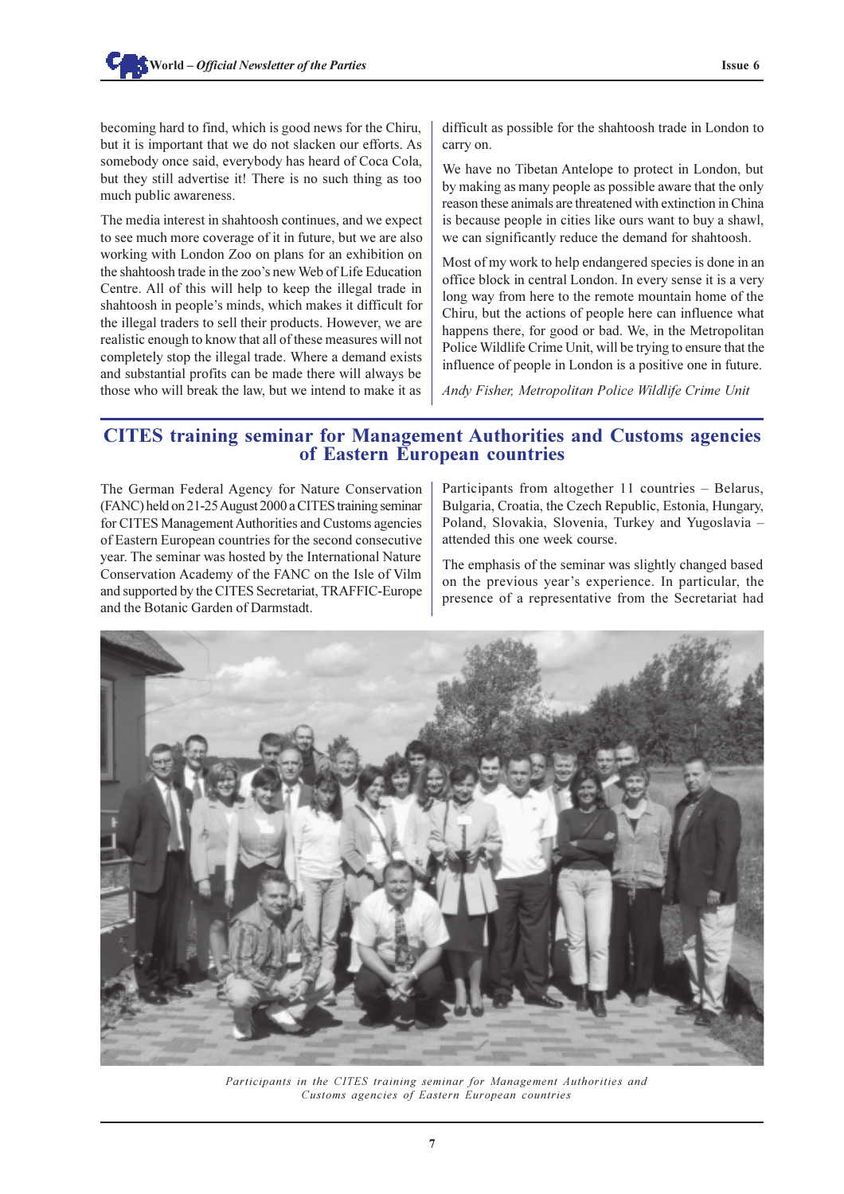becoming hard to find, which is good news for the Chiru, but it is important that we do not slacken our efforts. As somebody once said, everybody has heard of Coca Cola, but they still advertise it! There is no such thing as too much public awareness.

The media interest in shahtoosh continues, and we expect to see much more coverage of it in future, but we are also working with London Zoo on plans for an exhibition on the shahtoosh trade in the zoo's new Web of Life Education Centre. All of this will help to keep the illegal trade in shahtoosh in people's minds, which makes it difficult for the illegal traders to sell their products. However, we are realistic enough to know that all of these measures will not completely stop the illegal trade. Where a demand exists and substantial profits can be made there will always be those who will break the law, but we intend to make it as difficult as possible for the shahtoosh trade in London to carry on.

We have no Tibetan Antelope to protect in London, but by making as many people as possible aware that the only reason these animals are threatened with extinction in China is because people in cities like ours want to buy a shawl, we can significantly reduce the demand for shahtoosh.

Most of my work to help endangered species is done in an office block in central London. In every sense it is a very long way from here to the remote mountain home of the Chiru, but the actions of people here can influence what happens there, for good or bad. We, in the Metropolitan Police Wildlife Crime Unit, will be trying to ensure that the influence of people in London is a positive one in future.

*Andy Fisher, Metropolitan Police Wildlife Crime Unit*

## CITES training seminar for Management Authorities and Customs agencies of Eastern European countries

The German Federal Agency for Nature Conservation (FANC) held on 21-25 August 2000 a CITES training seminar for CITES Management Authorities and Customs agencies of Eastern European countries for the second consecutive year. The seminar was hosted by the International Nature Conservation Academy of the FANC on the Isle of Vilm and supported by the CITES Secretariat, TRAFFIC-Europe and the Botanic Garden of Darmstadt.

Participants from altogether 11 countries – Belarus, Bulgaria, Croatia, the Czech Republic, Estonia, Hungary, Poland, Slovakia, Slovenia, Turkey and Yugoslavia – attended this one week course.

The emphasis of the seminar was slightly changed based on the previous year's experience. In particular, the presence of a representative from the Secretariat had

*Participants in the CITES training seminar for Management Authorities and Customs agencies of Eastern European countries*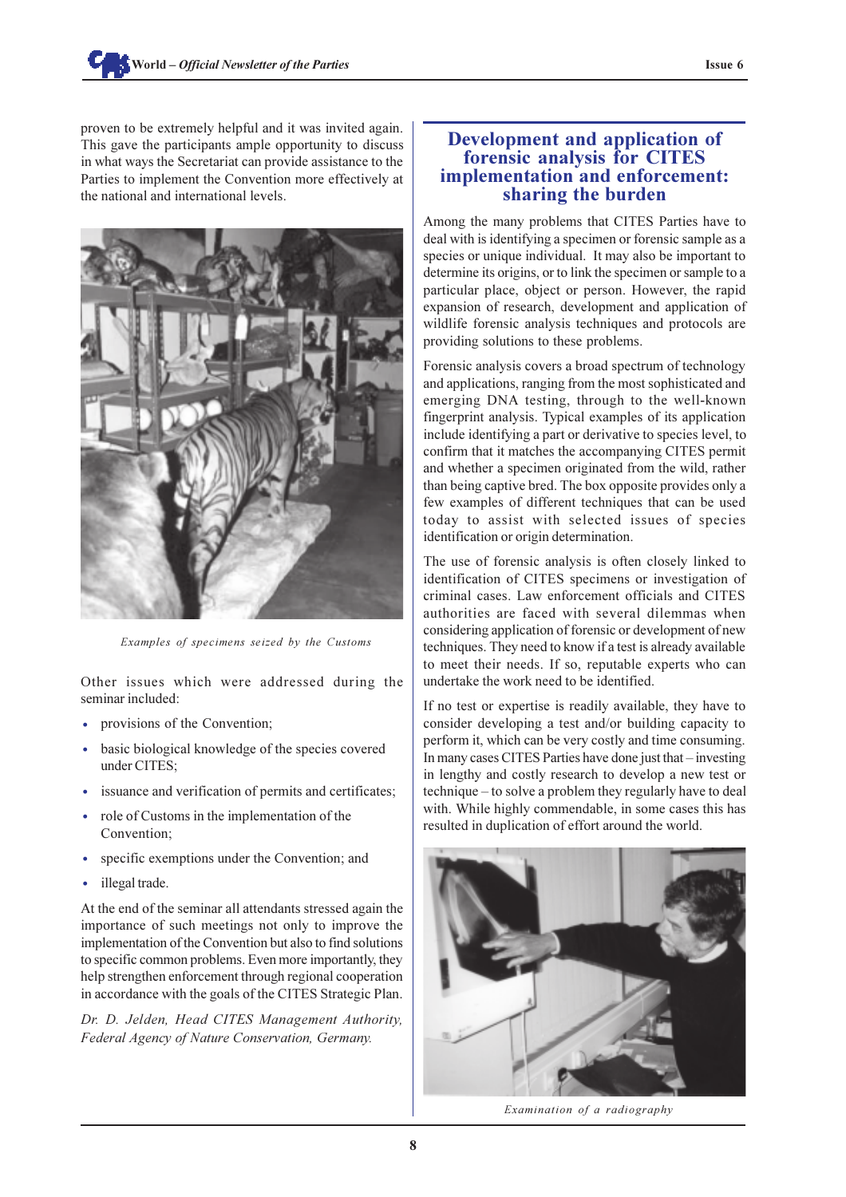proven to be extremely helpful and it was invited again. This gave the participants ample opportunity to discuss in what ways the Secretariat can provide assistance to the Parties to implement the Convention more effectively at the national and international levels.

*Examples of specimens seized by the Customs*

Other issues which were addressed during the seminar included:

- provisions of the Convention;
- basic biological knowledge of the species covered under CITES;
- issuance and verification of permits and certificates;
- role of Customs in the implementation of the Convention;
- specific exemptions under the Convention; and
- illegal trade.

At the end of the seminar all attendants stressed again the importance of such meetings not only to improve the implementation of the Convention but also to find solutions to specific common problems. Even more importantly, they help strengthen enforcement through regional cooperation in accordance with the goals of the CITES Strategic Plan.

*Dr. D. Jelden, Head CITES Management Authority, Federal Agency of Nature Conservation, Germany.*

## Development and application of forensic analysis for CITES implementation and enforcement: sharing the burden

Among the many problems that CITES Parties have to deal with is identifying a specimen or forensic sample as a species or unique individual. It may also be important to determine its origins, or to link the specimen or sample to a particular place, object or person. However, the rapid expansion of research, development and application of wildlife forensic analysis techniques and protocols are providing solutions to these problems.

Forensic analysis covers a broad spectrum of technology and applications, ranging from the most sophisticated and emerging DNA testing, through to the well-known fingerprint analysis. Typical examples of its application include identifying a part or derivative to species level, to confirm that it matches the accompanying CITES permit and whether a specimen originated from the wild, rather than being captive bred. The box opposite provides only a few examples of different techniques that can be used today to assist with selected issues of species identification or origin determination.

The use of forensic analysis is often closely linked to identification of CITES specimens or investigation of criminal cases. Law enforcement officials and CITES authorities are faced with several dilemmas when considering application of forensic or development of new techniques. They need to know if a test is already available to meet their needs. If so, reputable experts who can undertake the work need to be identified.

If no test or expertise is readily available, they have to consider developing a test and/or building capacity to perform it, which can be very costly and time consuming. In many cases CITES Parties have done just that – investing in lengthy and costly research to develop a new test or technique – to solve a problem they regularly have to deal with. While highly commendable, in some cases this has resulted in duplication of effort around the world.

*Examination of a radiography*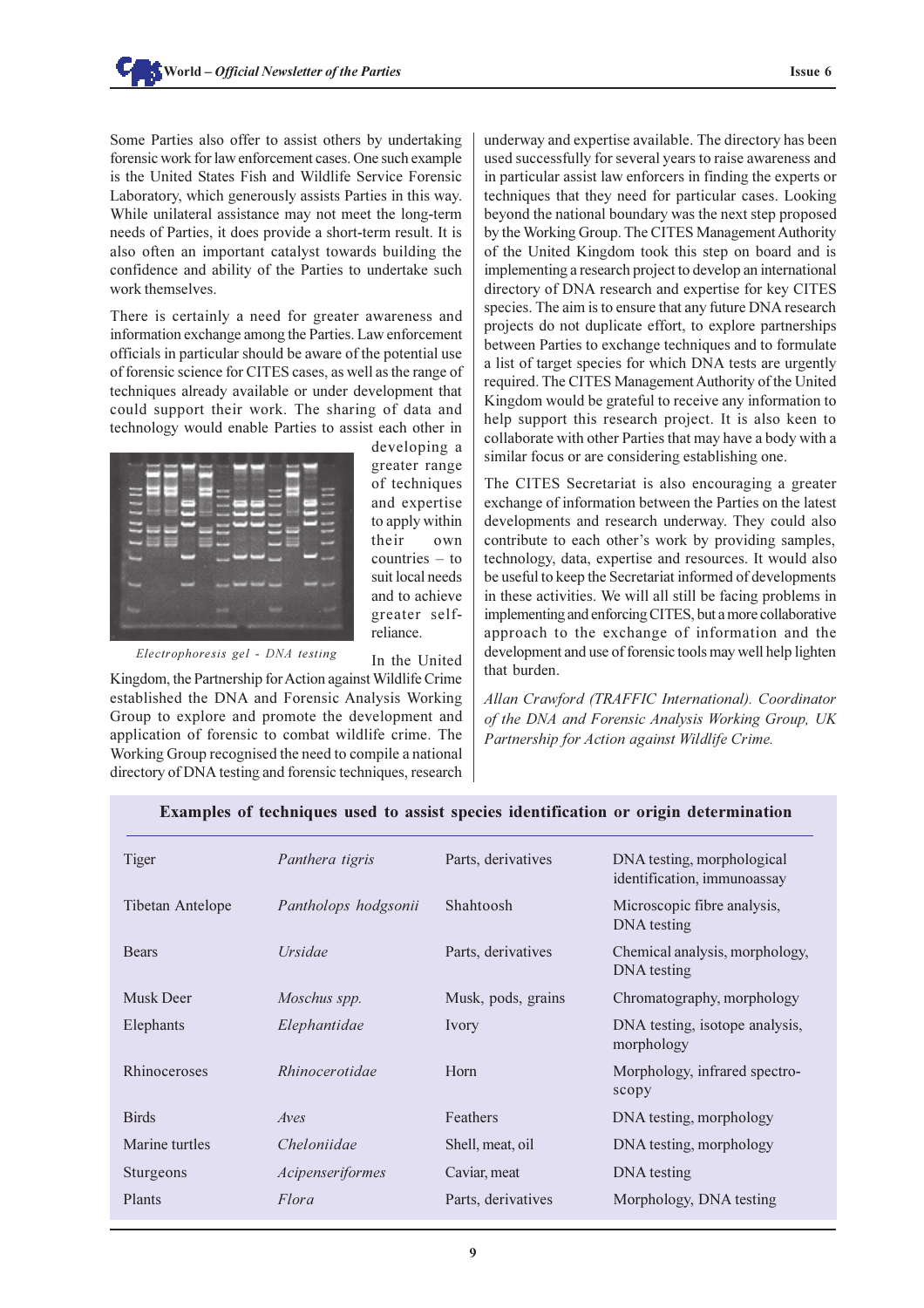Some Parties also offer to assist others by undertaking forensic work for law enforcement cases. One such example is the United States Fish and Wildlife Service Forensic Laboratory, which generously assists Parties in this way. While unilateral assistance may not meet the long-term needs of Parties, it does provide a short-term result. It is also often an important catalyst towards building the confidence and ability of the Parties to undertake such work themselves.

There is certainly a need for greater awareness and information exchange among the Parties. Law enforcement officials in particular should be aware of the potential use of forensic science for CITES cases, as well as the range of techniques already available or under development that could support their work. The sharing of data and technology would enable Parties to assist each other in developing a greater range of techniques and expertise to apply within their own countries – to suit local needs and to achieve greater self-reliance.

*Electrophoresis gel - DNA testing*

In the United Kingdom, the Partnership for Action against Wildlife Crime established the DNA and Forensic Analysis Working Group to explore and promote the development and application of forensic to combat wildlife crime. The Working Group recognised the need to compile a national directory of DNA testing and forensic techniques, research underway and expertise available. The directory has been used successfully for several years to raise awareness and in particular assist law enforcers in finding the experts or techniques that they need for particular cases. Looking beyond the national boundary was the next step proposed by the Working Group. The CITES Management Authority of the United Kingdom took this step on board and is implementing a research project to develop an international directory of DNA research and expertise for key CITES species. The aim is to ensure that any future DNA research projects do not duplicate effort, to explore partnerships between Parties to exchange techniques and to formulate a list of target species for which DNA tests are urgently required. The CITES Management Authority of the United Kingdom would be grateful to receive any information to help support this research project. It is also keen to collaborate with other Parties that may have a body with a similar focus or are considering establishing one.

The CITES Secretariat is also encouraging a greater exchange of information between the Parties on the latest developments and research underway. They could also contribute to each other's work by providing samples, technology, data, expertise and resources. It would also be useful to keep the Secretariat informed of developments in these activities. We will all still be facing problems in implementing and enforcing CITES, but a more collaborative approach to the exchange of information and the development and use of forensic tools may well help lighten that burden.

*Allan Crawford (TRAFFIC International). Coordinator of the DNA and Forensic Analysis Working Group, UK Partnership for Action against Wildlife Crime.*

**Examples of techniques used to assist species identification or origin determination**

| | | | |
|---|---|---|---|
| Tiger | *Panthera tigris* | Parts, derivatives | DNA testing, morphological identification, immunoassay |
| Tibetan Antelope | *Pantholops hodgsonii* | Shahtoosh | Microscopic fibre analysis, DNA testing |
| Bears | *Ursidae* | Parts, derivatives | Chemical analysis, morphology, DNA testing |
| Musk Deer | *Moschus spp.* | Musk, pods, grains | Chromatography, morphology |
| Elephants | *Elephantidae* | Ivory | DNA testing, isotope analysis, morphology |
| Rhinoceroses | *Rhinocerotidae* | Horn | Morphology, infrared spectroscopy |
| Birds | *Aves* | Feathers | DNA testing, morphology |
| Marine turtles | *Cheloniidae* | Shell, meat, oil | DNA testing, morphology |
| Sturgeons | *Acipenseriformes* | Caviar, meat | DNA testing |
| Plants | *Flora* | Parts, derivatives | Morphology, DNA testing |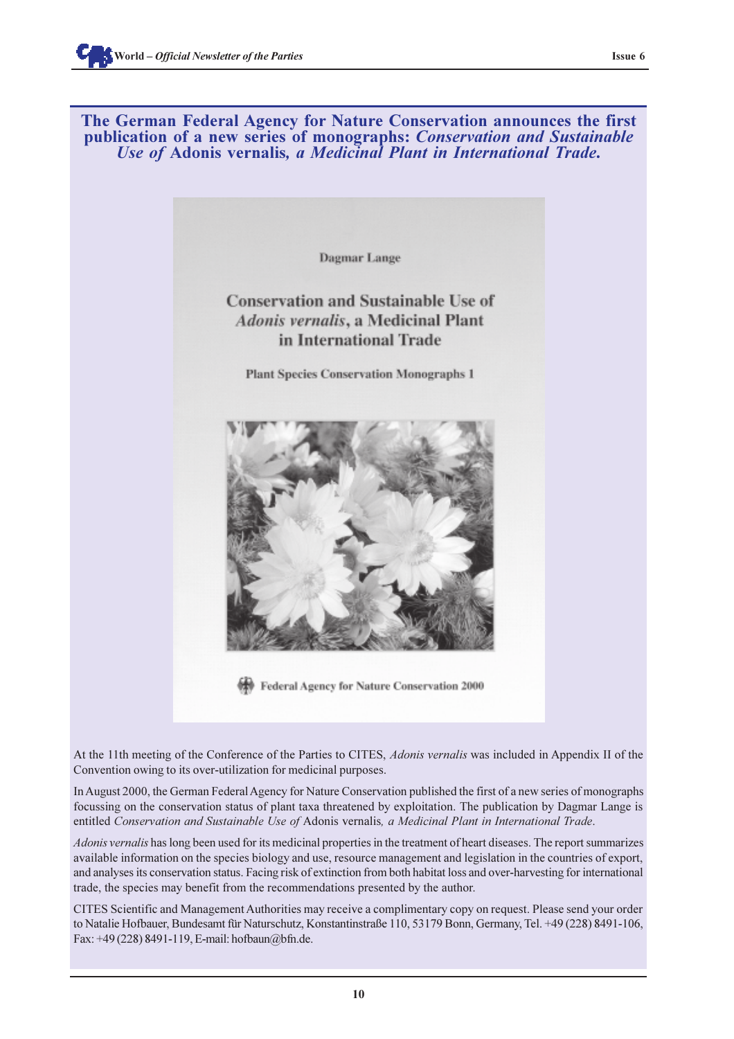## The German Federal Agency for Nature Conservation announces the first publication of a new series of monographs: *Conservation and Sustainable Use of* Adonis vernalis*, a Medicinal Plant in International Trade.*

Dagmar Lange

Conservation and Sustainable Use of *Adonis vernalis*, a Medicinal Plant in International Trade

Plant Species Conservation Monographs 1

Federal Agency for Nature Conservation 2000

At the 11th meeting of the Conference of the Parties to CITES, *Adonis vernalis* was included in Appendix II of the Convention owing to its over-utilization for medicinal purposes.

In August 2000, the German Federal Agency for Nature Conservation published the first of a new series of monographs focussing on the conservation status of plant taxa threatened by exploitation. The publication by Dagmar Lange is entitled *Conservation and Sustainable Use of* Adonis vernalis*, a Medicinal Plant in International Trade*.

*Adonis vernalis* has long been used for its medicinal properties in the treatment of heart diseases. The report summarizes available information on the species biology and use, resource management and legislation in the countries of export, and analyses its conservation status. Facing risk of extinction from both habitat loss and over-harvesting for international trade, the species may benefit from the recommendations presented by the author.

CITES Scientific and Management Authorities may receive a complimentary copy on request. Please send your order to Natalie Hofbauer, Bundesamt für Naturschutz, Konstantinstraße 110, 53179 Bonn, Germany, Tel. +49 (228) 8491-106, Fax: +49 (228) 8491-119, E-mail: hofbaun@bfn.de.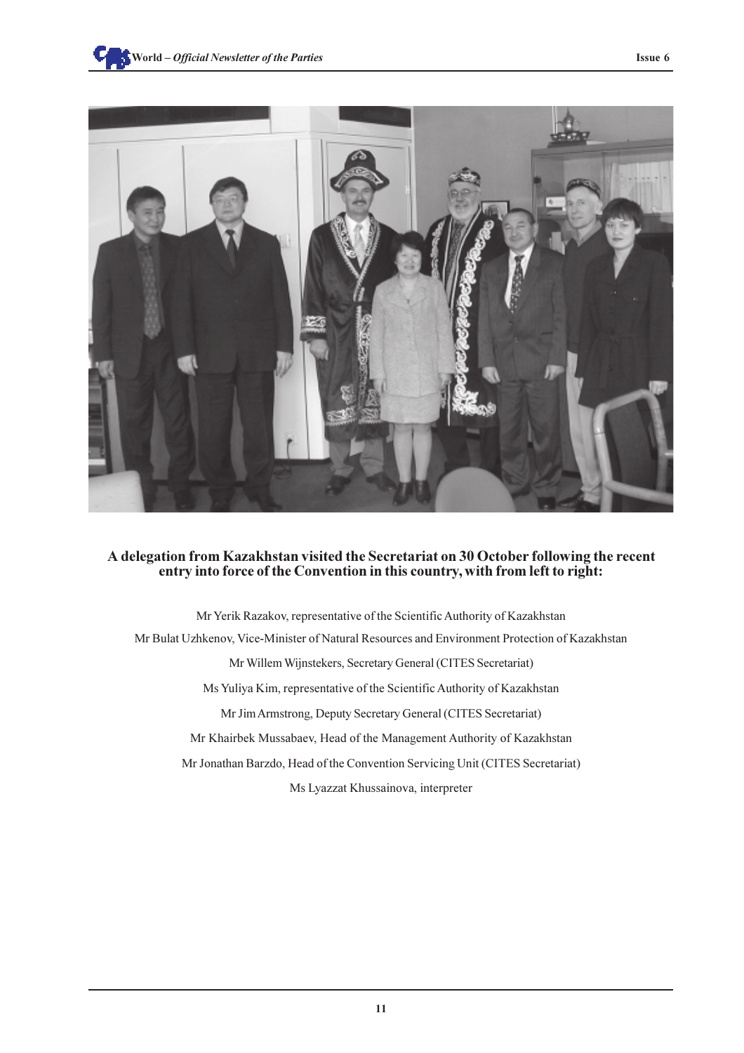**A delegation from Kazakhstan visited the Secretariat on 30 October following the recent entry into force of the Convention in this country, with from left to right:**

Mr Yerik Razakov, representative of the Scientific Authority of Kazakhstan

Mr Bulat Uzhkenov, Vice-Minister of Natural Resources and Environment Protection of Kazakhstan

Mr Willem Wijnstekers, Secretary General (CITES Secretariat)

Ms Yuliya Kim, representative of the Scientific Authority of Kazakhstan

Mr Jim Armstrong, Deputy Secretary General (CITES Secretariat)

Mr Khairbek Mussabaev, Head of the Management Authority of Kazakhstan

Mr Jonathan Barzdo, Head of the Convention Servicing Unit (CITES Secretariat)

Ms Lyazzat Khussainova, interpreter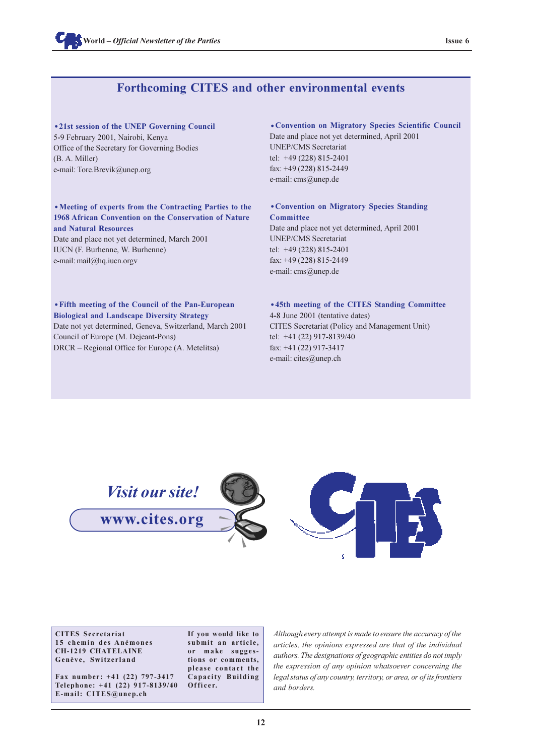## Forthcoming CITES and other environmental events

**• 21st session of the UNEP Governing Council**
5-9 February 2001, Nairobi, Kenya
Office of the Secretary for Governing Bodies
(B. A. Miller)
e-mail: Tore.Brevik@unep.org

**• Meeting of experts from the Contracting Parties to the 1968 African Convention on the Conservation of Nature and Natural Resources**
Date and place not yet determined, March 2001
IUCN (F. Burhenne, W. Burhenne)
e-mail: mail@hq.iucn.orgv

**• Fifth meeting of the Council of the Pan-European Biological and Landscape Diversity Strategy**
Date not yet determined, Geneva, Switzerland, March 2001
Council of Europe (M. Dejeant-Pons)
DRCR – Regional Office for Europe (A. Metelitsa)

**• Convention on Migratory Species Scientific Council**
Date and place not yet determined, April 2001
UNEP/CMS Secretariat
tel: +49 (228) 815-2401
fax: +49 (228) 815-2449
e-mail: cms@unep.de

**• Convention on Migratory Species Standing Committee**
Date and place not yet determined, April 2001
UNEP/CMS Secretariat
tel: +49 (228) 815-2401
fax: +49 (228) 815-2449
e-mail: cms@unep.de

**• 45th meeting of the CITES Standing Committee**
4-8 June 2001 (tentative dates)
CITES Secretariat (Policy and Management Unit)
tel: +41 (22) 917-8139/40
fax: +41 (22) 917-3417
e-mail: cites@unep.ch

*Visit our site!*

**www.cites.org**

**CITES Secretariat**
**15 chemin des Anémones**
**CH-1219 CHATELAINE**
**Genève, Switzerland**

**Fax number: +41 (22) 797-3417**
**Telephone: +41 (22) 917-8139/40**
**E-mail: CITES@unep.ch**

**If you would like to submit an article, or make suggestions or comments, please contact the Capacity Building Officer.**

*Although every attempt is made to ensure the accuracy of the articles, the opinions expressed are that of the individual authors. The designations of geographic entities do not imply the expression of any opinion whatsoever concerning the legal status of any country, territory, or area, or of its frontiers and borders.*